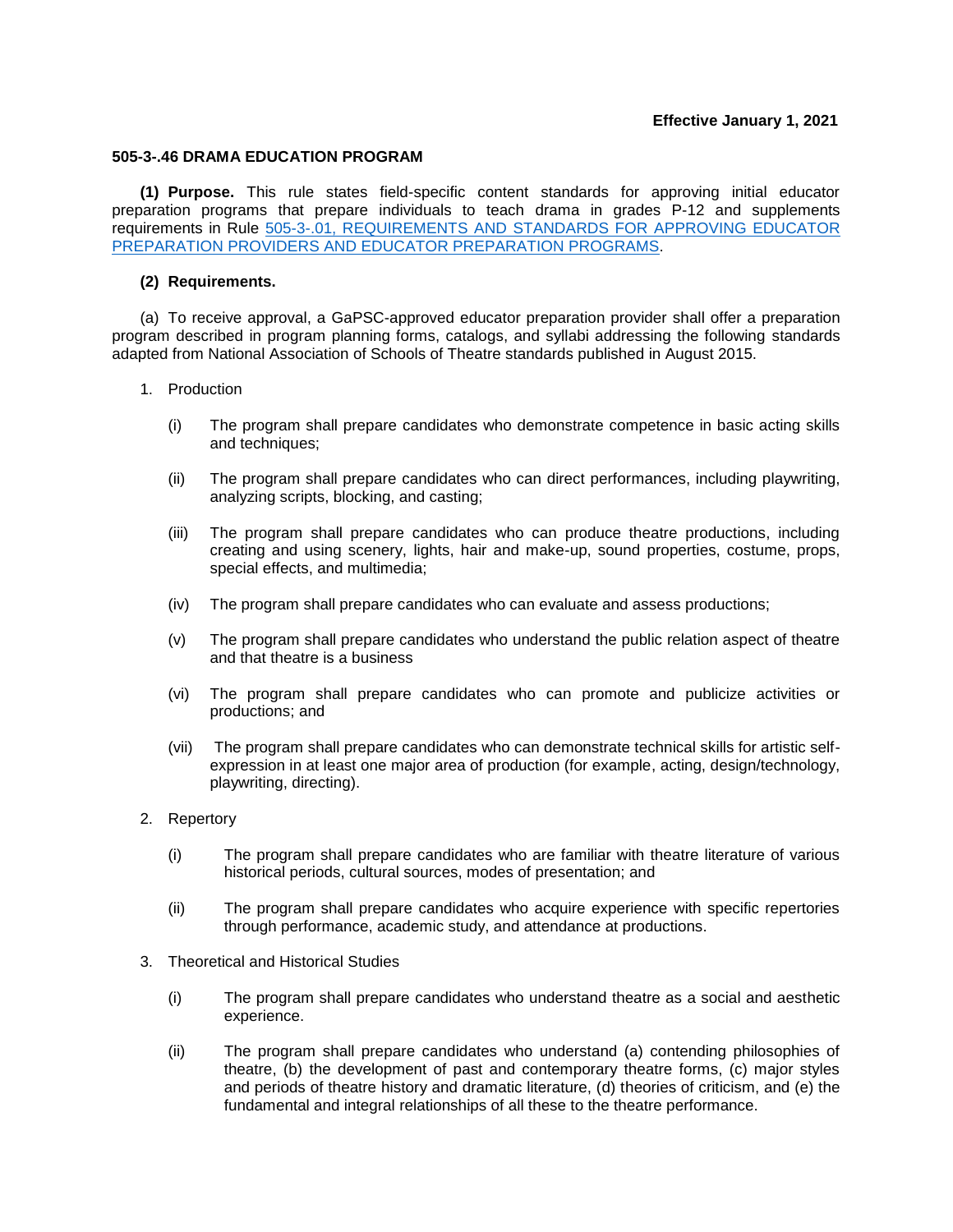**Effective January 1, 2021**

## 505-3-.46 DRAMA EDUCATION PROGRAM

**(1) Purpose.** This rule states field-specific content standards for approving initial educator preparation programs that prepare individuals to teach drama in grades P-12 and supplements requirements in Rule [505-3-.01, REQUIREMENTS AND STANDARDS FOR APPROVING EDUCATOR PREPARATION PROVIDERS AND EDUCATOR PREPARATION PROGRAMS](505-3-.01, REQUIREMENTS AND STANDARDS FOR APPROVING EDUCATOR PREPARATION PROVIDERS AND EDUCATOR PREPARATION PROGRAMS).

**(2) Requirements.**

(a) To receive approval, a GaPSC-approved educator preparation provider shall offer a preparation program described in program planning forms, catalogs, and syllabi addressing the following standards adapted from National Association of Schools of Theatre standards published in August 2015.

1. Production

   (i) The program shall prepare candidates who demonstrate competence in basic acting skills and techniques;

   (ii) The program shall prepare candidates who can direct performances, including playwriting, analyzing scripts, blocking, and casting;

   (iii) The program shall prepare candidates who can produce theatre productions, including creating and using scenery, lights, hair and make-up, sound properties, costume, props, special effects, and multimedia;

   (iv) The program shall prepare candidates who can evaluate and assess productions;

   (v) The program shall prepare candidates who understand the public relation aspect of theatre and that theatre is a business

   (vi) The program shall prepare candidates who can promote and publicize activities or productions; and

   (vii) The program shall prepare candidates who can demonstrate technical skills for artistic self-expression in at least one major area of production (for example, acting, design/technology, playwriting, directing).

2. Repertory

   (i) The program shall prepare candidates who are familiar with theatre literature of various historical periods, cultural sources, modes of presentation; and

   (ii) The program shall prepare candidates who acquire experience with specific repertories through performance, academic study, and attendance at productions.

3. Theoretical and Historical Studies

   (i) The program shall prepare candidates who understand theatre as a social and aesthetic experience.

   (ii) The program shall prepare candidates who understand (a) contending philosophies of theatre, (b) the development of past and contemporary theatre forms, (c) major styles and periods of theatre history and dramatic literature, (d) theories of criticism, and (e) the fundamental and integral relationships of all these to the theatre performance.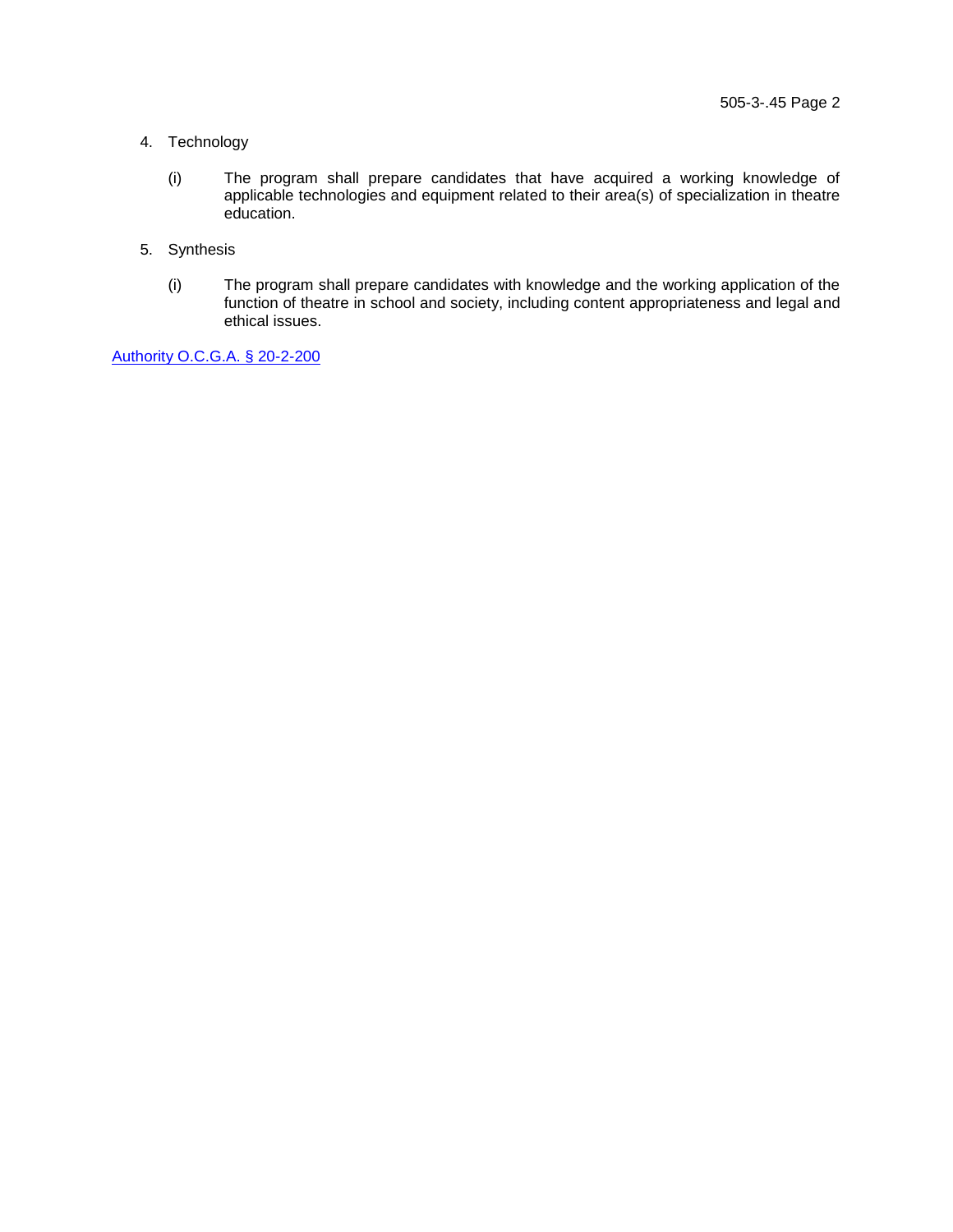4. Technology

   (i) The program shall prepare candidates that have acquired a working knowledge of applicable technologies and equipment related to their area(s) of specialization in theatre education.

5. Synthesis

   (i) The program shall prepare candidates with knowledge and the working application of the function of theatre in school and society, including content appropriateness and legal and ethical issues.

Authority O.C.G.A. § 20-2-200